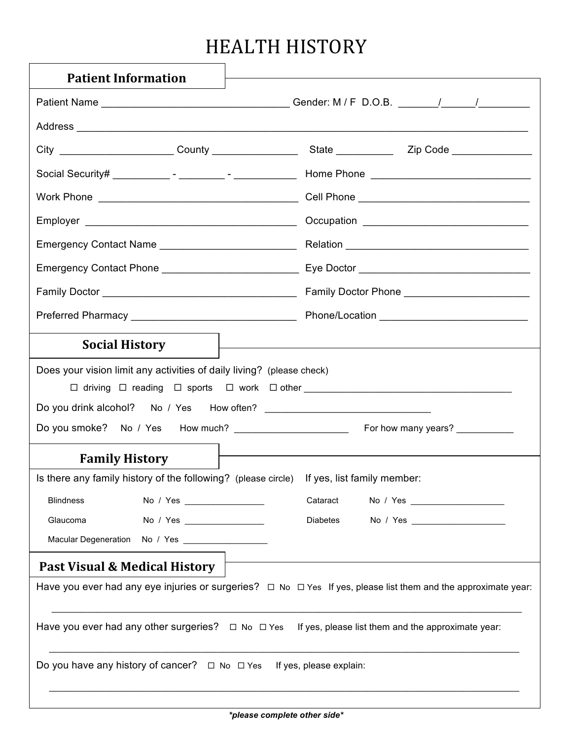# HEALTH HISTORY

## Patient Information

Patient Name ________________________________ Gender: M / F D.O.B. _______/______/_________

Address ______________________________________________________________________________

City ___________________ County _______________ State __________ Zip Code ______________

Social Security# __________ - ________ - ___________ Home Phone ____________________________

Work Phone ___________________________________ Cell Phone ______________________________

Employer _____________________________________ Occupation _____________________________

Emergency Contact Name ________________________ Relation ________________________________

Emergency Contact Phone ________________________ Eye Doctor ______________________________

Family Doctor __________________________________ Family Doctor Phone ______________________

Preferred Pharmacy _____________________________ Phone/Location __________________________

## Social History

Does your vision limit any activities of daily living? (please check)

☐ driving ☐ reading ☐ sports ☐ work ☐ other ______________________________________

Do you drink alcohol? No / Yes How often? ______________________________

Do you smoke? No / Yes How much? ______________________ For how many years? ___________

## Family History

Is there any family history of the following? (please circle) If yes, list family member:

Blindness No / Yes ________________

Glaucoma No / Yes ________________

Macular Degeneration No / Yes _________________

Cataract No / Yes ___________________

Diabetes No / Yes ___________________

## Past Visual & Medical History

Have you ever had any eye injuries or surgeries? ☐ No ☐ Yes If yes, please list them and the approximate year:

_____________________________________________________________________________________

Have you ever had any other surgeries? ☐ No ☐ Yes If yes, please list them and the approximate year:

_____________________________________________________________________________________

Do you have any history of cancer? ☐ No ☐ Yes If yes, please explain:

_____________________________________________________________________________________

***please complete other side***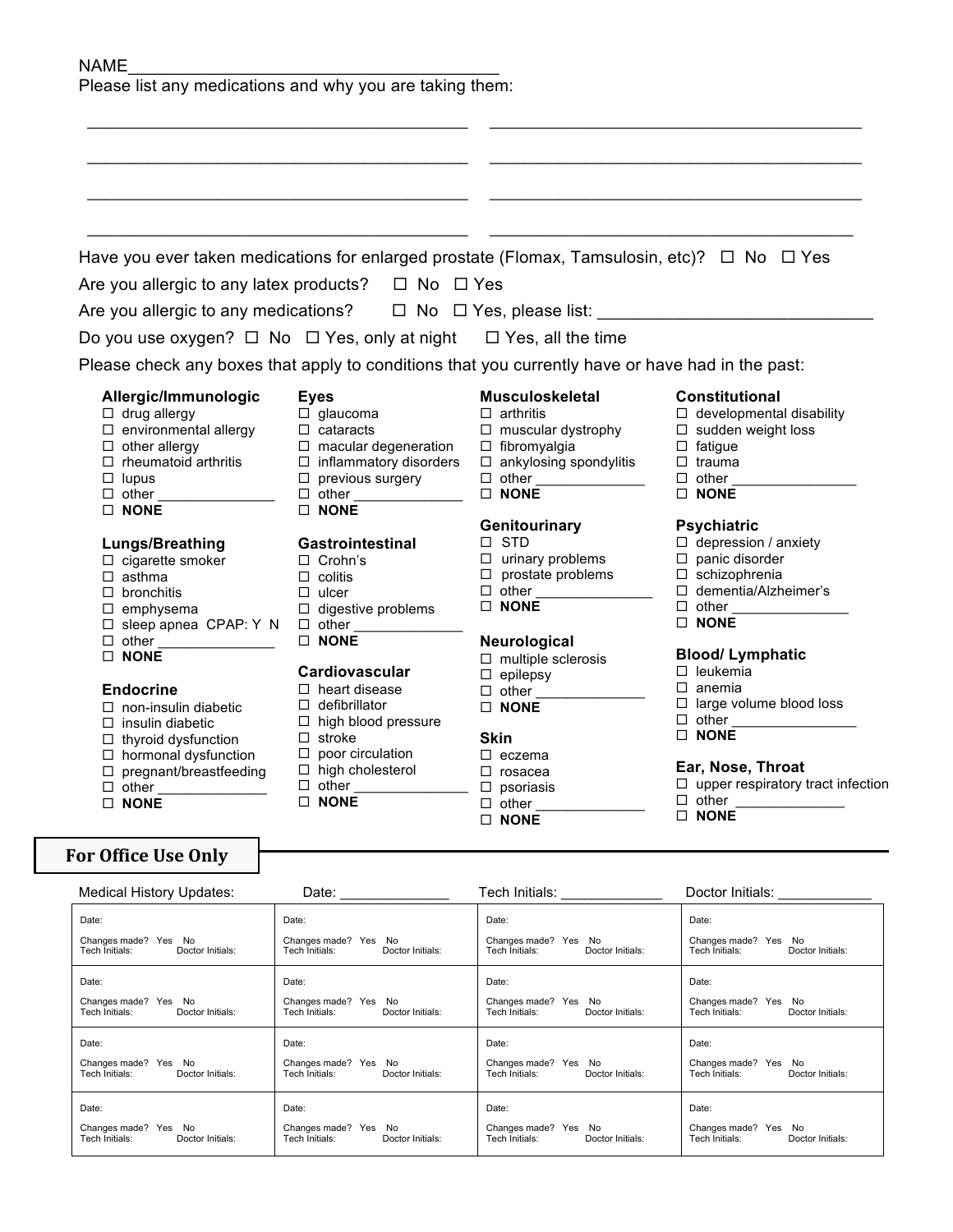NAME_______________________________________

Please list any medications and why you are taking them:

_________________________________________ _________________________________________

_________________________________________ _________________________________________

_________________________________________ _________________________________________

_________________________________________ _________________________________________

Have you ever taken medications for enlarged prostate (Flomax, Tamsulosin, etc)? ☐ No ☐ Yes

Are you allergic to any latex products? ☐ No ☐ Yes

Are you allergic to any medications? ☐ No ☐ Yes, please list: ____________________________

Do you use oxygen? ☐ No ☐ Yes, only at night ☐ Yes, all the time

Please check any boxes that apply to conditions that you currently have or have had in the past:

**Allergic/Immunologic**
- ☐ drug allergy
- ☐ environmental allergy
- ☐ other allergy
- ☐ rheumatoid arthritis
- ☐ lupus
- ☐ other ______________
- ☐ **NONE**

**Lungs/Breathing**
- ☐ cigarette smoker
- ☐ asthma
- ☐ bronchitis
- ☐ emphysema
- ☐ sleep apnea CPAP: Y N
- ☐ other ______________
- ☐ **NONE**

**Endocrine**
- ☐ non-insulin diabetic
- ☐ insulin diabetic
- ☐ thyroid dysfunction
- ☐ hormonal dysfunction
- ☐ pregnant/breastfeeding
- ☐ other ______________
- ☐ **NONE**

**Eyes**
- ☐ glaucoma
- ☐ cataracts
- ☐ macular degeneration
- ☐ inflammatory disorders
- ☐ previous surgery
- ☐ other ______________
- ☐ **NONE**

**Gastrointestinal**
- ☐ Crohn's
- ☐ colitis
- ☐ ulcer
- ☐ digestive problems
- ☐ other ______________
- ☐ **NONE**

**Cardiovascular**
- ☐ heart disease
- ☐ defibrillator
- ☐ high blood pressure
- ☐ stroke
- ☐ poor circulation
- ☐ high cholesterol
- ☐ other ______________
- ☐ **NONE**

**Musculoskeletal**
- ☐ arthritis
- ☐ muscular dystrophy
- ☐ fibromyalgia
- ☐ ankylosing spondylitis
- ☐ other ______________
- ☐ **NONE**

**Genitourinary**
- ☐ STD
- ☐ urinary problems
- ☐ prostate problems
- ☐ other ______________
- ☐ **NONE**

**Neurological**
- ☐ multiple sclerosis
- ☐ epilepsy
- ☐ other ______________
- ☐ **NONE**

**Skin**
- ☐ eczema
- ☐ rosacea
- ☐ psoriasis
- ☐ other ______________
- ☐ **NONE**

**Constitutional**
- ☐ developmental disability
- ☐ sudden weight loss
- ☐ fatigue
- ☐ trauma
- ☐ other ______________
- ☐ **NONE**

**Psychiatric**
- ☐ depression / anxiety
- ☐ panic disorder
- ☐ schizophrenia
- ☐ dementia/Alzheimer's
- ☐ other ______________
- ☐ **NONE**

**Blood/ Lymphatic**
- ☐ leukemia
- ☐ anemia
- ☐ large volume blood loss
- ☐ other ______________
- ☐ **NONE**

**Ear, Nose, Throat**
- ☐ upper respiratory tract infection
- ☐ other ______________
- ☐ **NONE**

## For Office Use Only

Medical History Updates: Date: ______________ Tech Initials: ____________ Doctor Initials: ____________

| | | | |
|---|---|---|---|
| Date:<br>Changes made? Yes No<br>Tech Initials: Doctor Initials: | Date:<br>Changes made? Yes No<br>Tech Initials: Doctor Initials: | Date:<br>Changes made? Yes No<br>Tech Initials: Doctor Initials: | Date:<br>Changes made? Yes No<br>Tech Initials: Doctor Initials: |
| Date:<br>Changes made? Yes No<br>Tech Initials: Doctor Initials: | Date:<br>Changes made? Yes No<br>Tech Initials: Doctor Initials: | Date:<br>Changes made? Yes No<br>Tech Initials: Doctor Initials: | Date:<br>Changes made? Yes No<br>Tech Initials: Doctor Initials: |
| Date:<br>Changes made? Yes No<br>Tech Initials: Doctor Initials: | Date:<br>Changes made? Yes No<br>Tech Initials: Doctor Initials: | Date:<br>Changes made? Yes No<br>Tech Initials: Doctor Initials: | Date:<br>Changes made? Yes No<br>Tech Initials: Doctor Initials: |
| Date:<br>Changes made? Yes No<br>Tech Initials: Doctor Initials: | Date:<br>Changes made? Yes No<br>Tech Initials: Doctor Initials: | Date:<br>Changes made? Yes No<br>Tech Initials: Doctor Initials: | Date:<br>Changes made? Yes No<br>Tech Initials: Doctor Initials: |